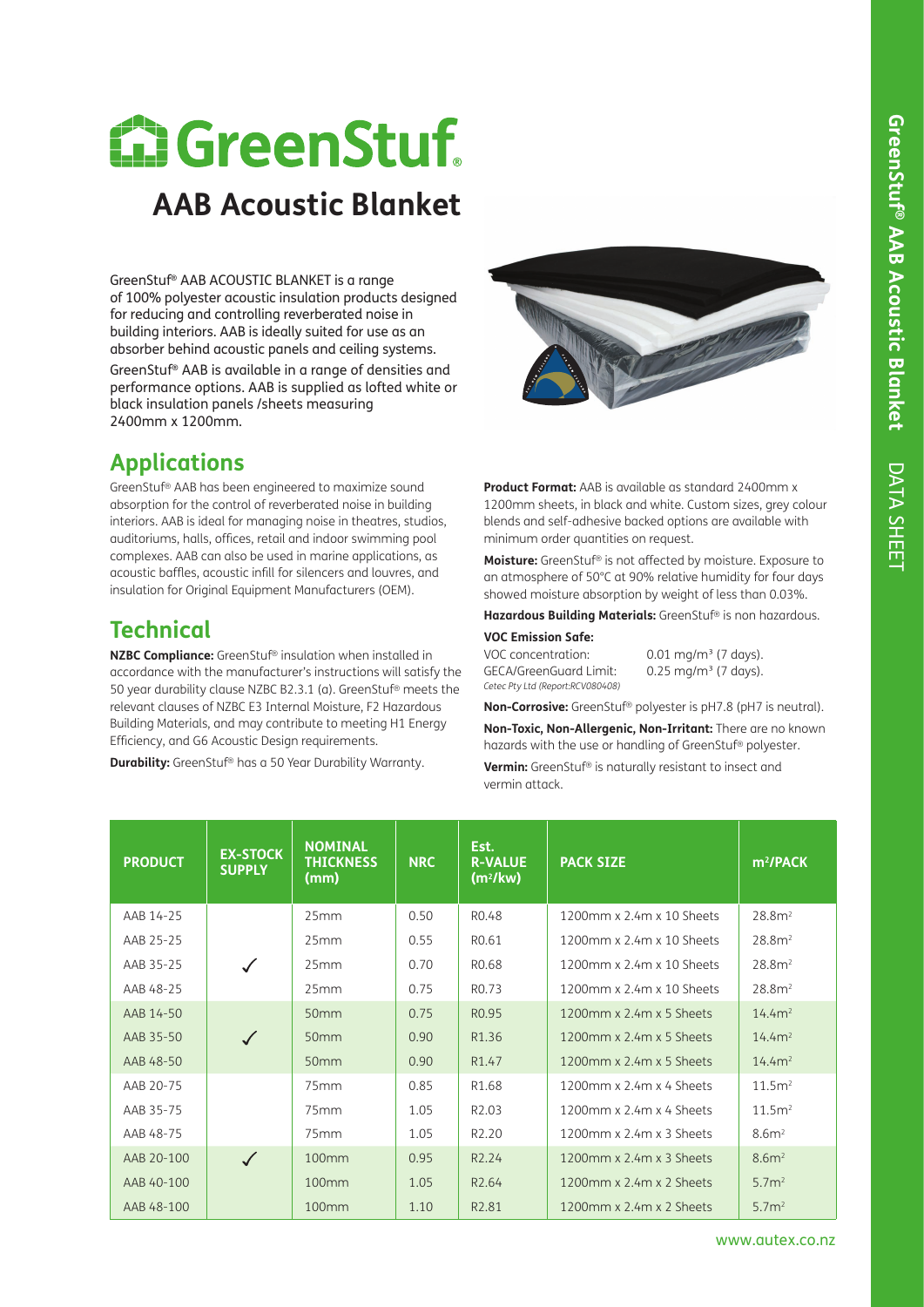# GreenStuf®

## AAB Acoustic Blanket

GreenStuf® AAB ACOUSTIC BLANKET is a range of 100% polyester acoustic insulation products designed for reducing and controlling reverberated noise in building interiors. AAB is ideally suited for use as an absorber behind acoustic panels and ceiling systems.

GreenStuf® AAB is available in a range of densities and performance options. AAB is supplied as lofted white or black insulation panels /sheets measuring 2400mm x 1200mm.

## Applications

GreenStuf® AAB has been engineered to maximize sound absorption for the control of reverberated noise in building interiors. AAB is ideal for managing noise in theatres, studios, auditoriums, halls, offices, retail and indoor swimming pool complexes. AAB can also be used in marine applications, as acoustic baffles, acoustic infill for silencers and louvres, and insulation for Original Equipment Manufacturers (OEM).

## Technical

**NZBC Compliance:** GreenStuf® insulation when installed in accordance with the manufacturer's instructions will satisfy the 50 year durability clause NZBC B2.3.1 (a). GreenStuf® meets the relevant clauses of NZBC E3 Internal Moisture, F2 Hazardous Building Materials, and may contribute to meeting H1 Energy Efficiency, and G6 Acoustic Design requirements.

**Durability:** GreenStuf® has a 50 Year Durability Warranty.

**Product Format:** AAB is available as standard 2400mm x 1200mm sheets, in black and white. Custom sizes, grey colour blends and self-adhesive backed options are available with minimum order quantities on request.

**Moisture:** GreenStuf® is not affected by moisture. Exposure to an atmosphere of 50°C at 90% relative humidity for four days showed moisture absorption by weight of less than 0.03%.

**Hazardous Building Materials:** GreenStuf® is non hazardous.

**VOC Emission Safe:**

VOC concentration: 0.01 mg/m³ (7 days).
GECA/GreenGuard Limit: 0.25 mg/m³ (7 days).
*Cetec Pty Ltd (Report:RCV080408)*

**Non-Corrosive:** GreenStuf® polyester is pH7.8 (pH7 is neutral).

**Non-Toxic, Non-Allergenic, Non-Irritant:** There are no known hazards with the use or handling of GreenStuf® polyester.

**Vermin:** GreenStuf® is naturally resistant to insect and vermin attack.

| PRODUCT | EX-STOCK SUPPLY | NOMINAL THICKNESS (mm) | NRC | Est. R-VALUE (m²/kw) | PACK SIZE | m²/PACK |
|---|---|---|---|---|---|---|
| AAB 14-25 | ✓ | 25mm | 0.50 | R0.48 | 1200mm x 2.4m x 10 Sheets | 28.8m² |
| AAB 25-25 | ✓ | 25mm | 0.55 | R0.61 | 1200mm x 2.4m x 10 Sheets | 28.8m² |
| AAB 35-25 | ✓ | 25mm | 0.70 | R0.68 | 1200mm x 2.4m x 10 Sheets | 28.8m² |
| AAB 48-25 | ✓ | 25mm | 0.75 | R0.73 | 1200mm x 2.4m x 10 Sheets | 28.8m² |
| AAB 14-50 | ✓ | 50mm | 0.75 | R0.95 | 1200mm x 2.4m x 5 Sheets | 14.4m² |
| AAB 35-50 | ✓ | 50mm | 0.90 | R1.36 | 1200mm x 2.4m x 5 Sheets | 14.4m² |
| AAB 48-50 | ✓ | 50mm | 0.90 | R1.47 | 1200mm x 2.4m x 5 Sheets | 14.4m² |
| AAB 20-75 | | 75mm | 0.85 | R1.68 | 1200mm x 2.4m x 4 Sheets | 11.5m² |
| AAB 35-75 | | 75mm | 1.05 | R2.03 | 1200mm x 2.4m x 4 Sheets | 11.5m² |
| AAB 48-75 | | 75mm | 1.05 | R2.20 | 1200mm x 2.4m x 3 Sheets | 8.6m² |
| AAB 20-100 | ✓ | 100mm | 0.95 | R2.24 | 1200mm x 2.4m x 3 Sheets | 8.6m² |
| AAB 40-100 | | 100mm | 1.05 | R2.64 | 1200mm x 2.4m x 2 Sheets | 5.7m² |
| AAB 48-100 | | 100mm | 1.10 | R2.81 | 1200mm x 2.4m x 2 Sheets | 5.7m² |

www.autex.co.nz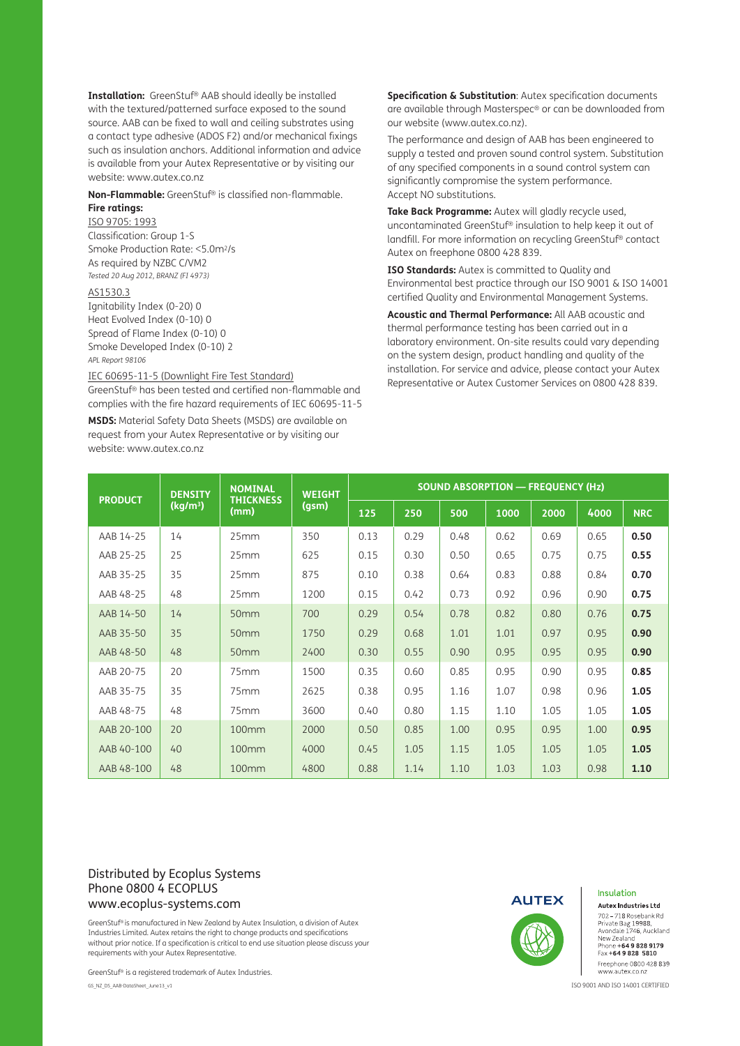**Installation:** GreenStuf® AAB should ideally be installed with the textured/patterned surface exposed to the sound source. AAB can be fixed to wall and ceiling substrates using a contact type adhesive (ADOS F2) and/or mechanical fixings such as insulation anchors. Additional information and advice is available from your Autex Representative or by visiting our website: www.autex.co.nz

**Non-Flammable:** GreenStuf® is classified non-flammable.

**Fire ratings:**

ISO 9705: 1993

Classification: Group 1-S
Smoke Production Rate: <5.0m²/s
As required by NZBC C/VM2
*Tested 20 Aug 2012, BRANZ (FI 4973)*

AS1530.3

Ignitability Index (0-20) 0
Heat Evolved Index (0-10) 0
Spread of Flame Index (0-10) 0
Smoke Developed Index (0-10) 2
*APL Report 98106*

IEC 60695-11-5 (Downlight Fire Test Standard)

GreenStuf® has been tested and certified non-flammable and complies with the fire hazard requirements of IEC 60695-11-5

**MSDS:** Material Safety Data Sheets (MSDS) are available on request from your Autex Representative or by visiting our website: www.autex.co.nz

**Specification & Substitution**: Autex specification documents are available through Masterspec® or can be downloaded from our website (www.autex.co.nz).

The performance and design of AAB has been engineered to supply a tested and proven sound control system. Substitution of any specified components in a sound control system can significantly compromise the system performance. Accept NO substitutions.

**Take Back Programme:** Autex will gladly recycle used, uncontaminated GreenStuf® insulation to help keep it out of landfill. For more information on recycling GreenStuf® contact Autex on freephone 0800 428 839.

**ISO Standards:** Autex is committed to Quality and Environmental best practice through our ISO 9001 & ISO 14001 certified Quality and Environmental Management Systems.

**Acoustic and Thermal Performance:** All AAB acoustic and thermal performance testing has been carried out in a laboratory environment. On-site results could vary depending on the system design, product handling and quality of the installation. For service and advice, please contact your Autex Representative or Autex Customer Services on 0800 428 839.

| PRODUCT | DENSITY (kg/m³) | NOMINAL THICKNESS (mm) | WEIGHT (gsm) | SOUND ABSORPTION — FREQUENCY (Hz) | | | | | | |
|---|---|---|---|---|---|---|---|---|---|---|
| | | | | 125 | 250 | 500 | 1000 | 2000 | 4000 | NRC |
| AAB 14-25 | 14 | 25mm | 350 | 0.13 | 0.29 | 0.48 | 0.62 | 0.69 | 0.65 | **0.50** |
| AAB 25-25 | 25 | 25mm | 625 | 0.15 | 0.30 | 0.50 | 0.65 | 0.75 | 0.75 | **0.55** |
| AAB 35-25 | 35 | 25mm | 875 | 0.10 | 0.38 | 0.64 | 0.83 | 0.88 | 0.84 | **0.70** |
| AAB 48-25 | 48 | 25mm | 1200 | 0.15 | 0.42 | 0.73 | 0.92 | 0.96 | 0.90 | **0.75** |
| AAB 14-50 | 14 | 50mm | 700 | 0.29 | 0.54 | 0.78 | 0.82 | 0.80 | 0.76 | **0.75** |
| AAB 35-50 | 35 | 50mm | 1750 | 0.29 | 0.68 | 1.01 | 1.01 | 0.97 | 0.95 | **0.90** |
| AAB 48-50 | 48 | 50mm | 2400 | 0.30 | 0.55 | 0.90 | 0.95 | 0.95 | 0.95 | **0.90** |
| AAB 20-75 | 20 | 75mm | 1500 | 0.35 | 0.60 | 0.85 | 0.95 | 0.90 | 0.95 | **0.85** |
| AAB 35-75 | 35 | 75mm | 2625 | 0.38 | 0.95 | 1.16 | 1.07 | 0.98 | 0.96 | **1.05** |
| AAB 48-75 | 48 | 75mm | 3600 | 0.40 | 0.80 | 1.15 | 1.10 | 1.05 | 1.05 | **1.05** |
| AAB 20-100 | 20 | 100mm | 2000 | 0.50 | 0.85 | 1.00 | 0.95 | 0.95 | 1.00 | **0.95** |
| AAB 40-100 | 40 | 100mm | 4000 | 0.45 | 1.05 | 1.15 | 1.05 | 1.05 | 1.05 | **1.05** |
| AAB 48-100 | 48 | 100mm | 4800 | 0.88 | 1.14 | 1.10 | 1.03 | 1.03 | 0.98 | **1.10** |

Distributed by Ecoplus Systems
Phone 0800 4 ECOPLUS
www.ecoplus-systems.com

GreenStuf® is manufactured in New Zealand by Autex Insulation, a division of Autex Industries Limited. Autex retains the right to change products and specifications without prior notice. If a specification is critical to end use situation please discuss your requirements with your Autex Representative.

GreenStuf® is a registered trademark of Autex Industries.

GS_NZ_DS_AAB-DataSheet_June13_v1

AUTEX

Insulation

**Autex Industries Ltd**
702 – 718 Rosebank Rd
Private Bag 19988,
Avondale 1746, Auckland
New Zealand
Phone **+64 9 828 9179**
Fax **+64 9 828 5810**
Freephone 0800 428 839
www.autex.co.nz

ISO 9001 AND ISO 14001 CERTIFIED